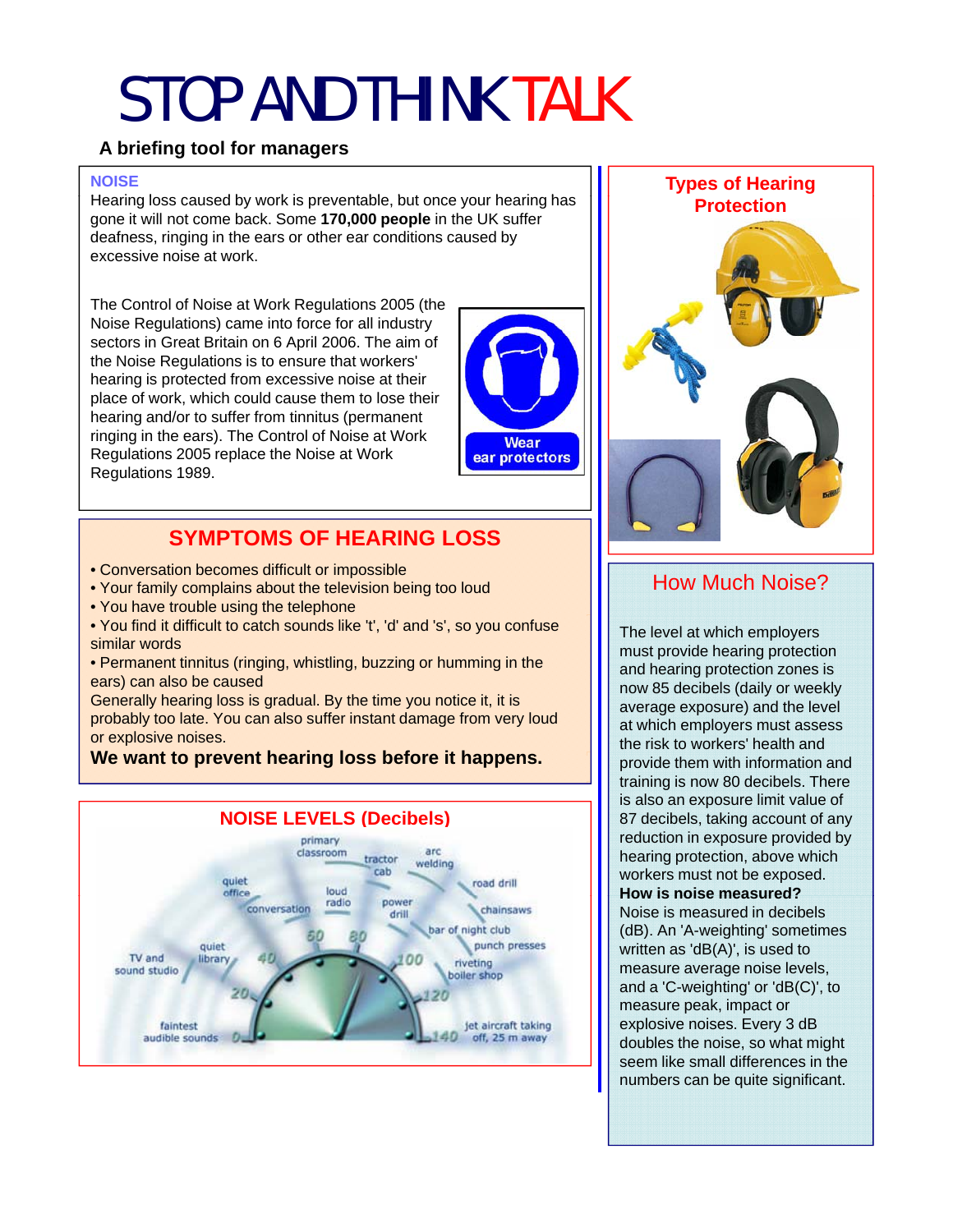# STOP AND THINK TALK

**A briefing tool for managers**

## NOISE

Hearing loss caused by work is preventable, but once your hearing has gone it will not come back. Some **170,000 people** in the UK suffer deafness, ringing in the ears or other ear conditions caused by excessive noise at work.

The Control of Noise at Work Regulations 2005 (the Noise Regulations) came into force for all industry sectors in Great Britain on 6 April 2006. The aim of the Noise Regulations is to ensure that workers' hearing is protected from excessive noise at their place of work, which could cause them to lose their hearing and/or to suffer from tinnitus (permanent ringing in the ears). The Control of Noise at Work Regulations 2005 replace the Noise at Work Regulations 1989.

Wear ear protectors

## SYMPTOMS OF HEARING LOSS

- Conversation becomes difficult or impossible
- Your family complains about the television being too loud
- You have trouble using the telephone
- You find it difficult to catch sounds like 't', 'd' and 's', so you confuse similar words
- Permanent tinnitus (ringing, whistling, buzzing or humming in the ears) can also be caused

Generally hearing loss is gradual. By the time you notice it, it is probably too late. You can also suffer instant damage from very loud or explosive noises.

**We want to prevent hearing loss before it happens.**

## NOISE LEVELS (Decibels)

faintest audible sounds — 0; TV and sound studio; quiet library; 20; 40; quiet office; conversation; 60; primary classroom; loud radio; 80; tractor cab; power drill; arc welding; 100; bar of night club; road drill; chainsaws; punch presses; riveting boiler shop; 120; jet aircraft taking off, 25 m away — 140

## Types of Hearing Protection

## How Much Noise?

The level at which employers must provide hearing protection and hearing protection zones is now 85 decibels (daily or weekly average exposure) and the level at which employers must assess the risk to workers' health and provide them with information and training is now 80 decibels. There is also an exposure limit value of 87 decibels, taking account of any reduction in exposure provided by hearing protection, above which workers must not be exposed.

**How is noise measured?**

Noise is measured in decibels (dB). An 'A-weighting' sometimes written as 'dB(A)', is used to measure average noise levels, and a 'C-weighting' or 'dB(C)', to measure peak, impact or explosive noises. Every 3 dB doubles the noise, so what might seem like small differences in the numbers can be quite significant.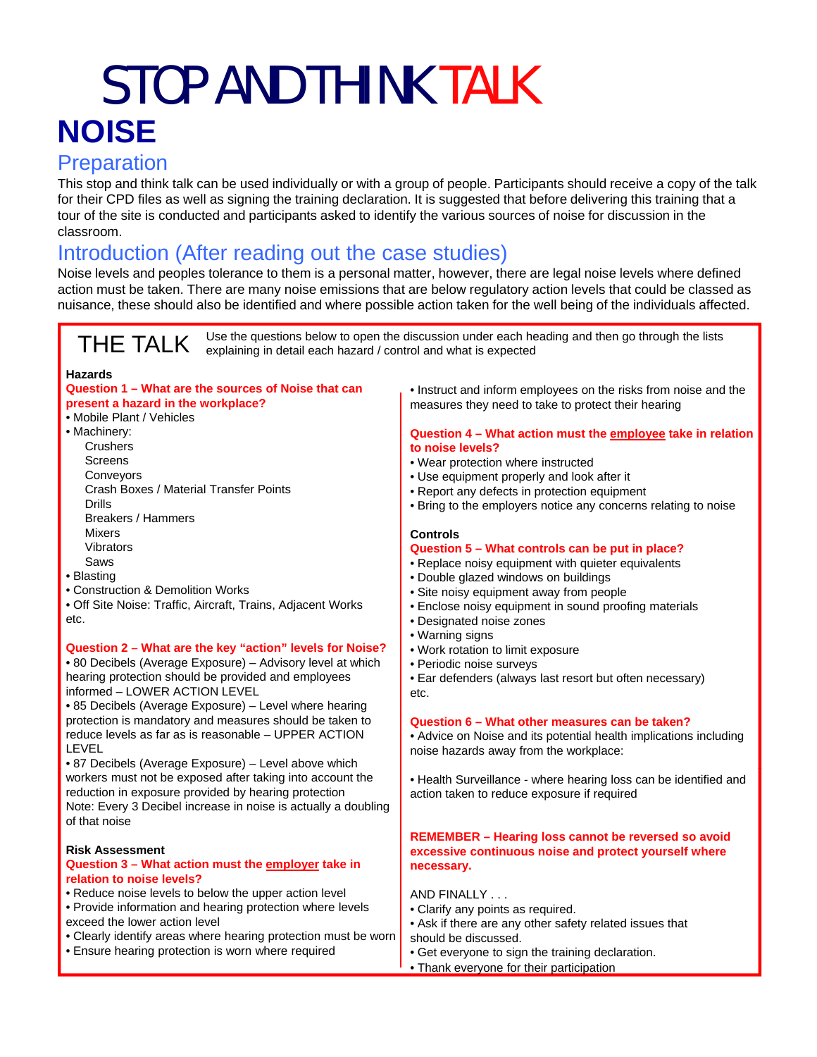# STOP AND THINK TALK

# NOISE

## Preparation

This stop and think talk can be used individually or with a group of people. Participants should receive a copy of the talk for their CPD files as well as signing the training declaration. It is suggested that before delivering this training that a tour of the site is conducted and participants asked to identify the various sources of noise for discussion in the classroom.

## Introduction (After reading out the case studies)

Noise levels and peoples tolerance to them is a personal matter, however, there are legal noise levels where defined action must be taken. There are many noise emissions that are below regulatory action levels that could be classed as nuisance, these should also be identified and where possible action taken for the well being of the individuals affected.

## THE TALK

Use the questions below to open the discussion under each heading and then go through the lists explaining in detail each hazard / control and what is expected

### Hazards

**Question 1 – What are the sources of Noise that can present a hazard in the workplace?**

- Mobile Plant / Vehicles
- Machinery:
  - Crushers
  - Screens
  - Conveyors
  - Crash Boxes / Material Transfer Points
  - Drills
  - Breakers / Hammers
  - Mixers
  - Vibrators
  - Saws
- Blasting
- Construction & Demolition Works
- Off Site Noise: Traffic, Aircraft, Trains, Adjacent Works

etc.

**Question 2 – What are the key "action" levels for Noise?**

- 80 Decibels (Average Exposure) – Advisory level at which hearing protection should be provided and employees informed – LOWER ACTION LEVEL
- 85 Decibels (Average Exposure) – Level where hearing protection is mandatory and measures should be taken to reduce levels as far as is reasonable – UPPER ACTION LEVEL
- 87 Decibels (Average Exposure) – Level above which workers must not be exposed after taking into account the reduction in exposure provided by hearing protection

Note: Every 3 Decibel increase in noise is actually a doubling of that noise

### Risk Assessment

**Question 3 – What action must the employer take in relation to noise levels?**

- Reduce noise levels to below the upper action level
- Provide information and hearing protection where levels exceed the lower action level
- Clearly identify areas where hearing protection must be worn
- Ensure hearing protection is worn where required
- Instruct and inform employees on the risks from noise and the measures they need to take to protect their hearing

**Question 4 – What action must the employee take in relation to noise levels?**

- Wear protection where instructed
- Use equipment properly and look after it
- Report any defects in protection equipment
- Bring to the employers notice any concerns relating to noise

### Controls

**Question 5 – What controls can be put in place?**

- Replace noisy equipment with quieter equivalents
- Double glazed windows on buildings
- Site noisy equipment away from people
- Enclose noisy equipment in sound proofing materials
- Designated noise zones
- Warning signs
- Work rotation to limit exposure
- Periodic noise surveys
- Ear defenders (always last resort but often necessary)

etc.

**Question 6 – What other measures can be taken?**

- Advice on Noise and its potential health implications including noise hazards away from the workplace:
- Health Surveillance - where hearing loss can be identified and action taken to reduce exposure if required

**REMEMBER – Hearing loss cannot be reversed so avoid excessive continuous noise and protect yourself where necessary.**

AND FINALLY . . .

- Clarify any points as required.
- Ask if there are any other safety related issues that should be discussed.
- Get everyone to sign the training declaration.
- Thank everyone for their participation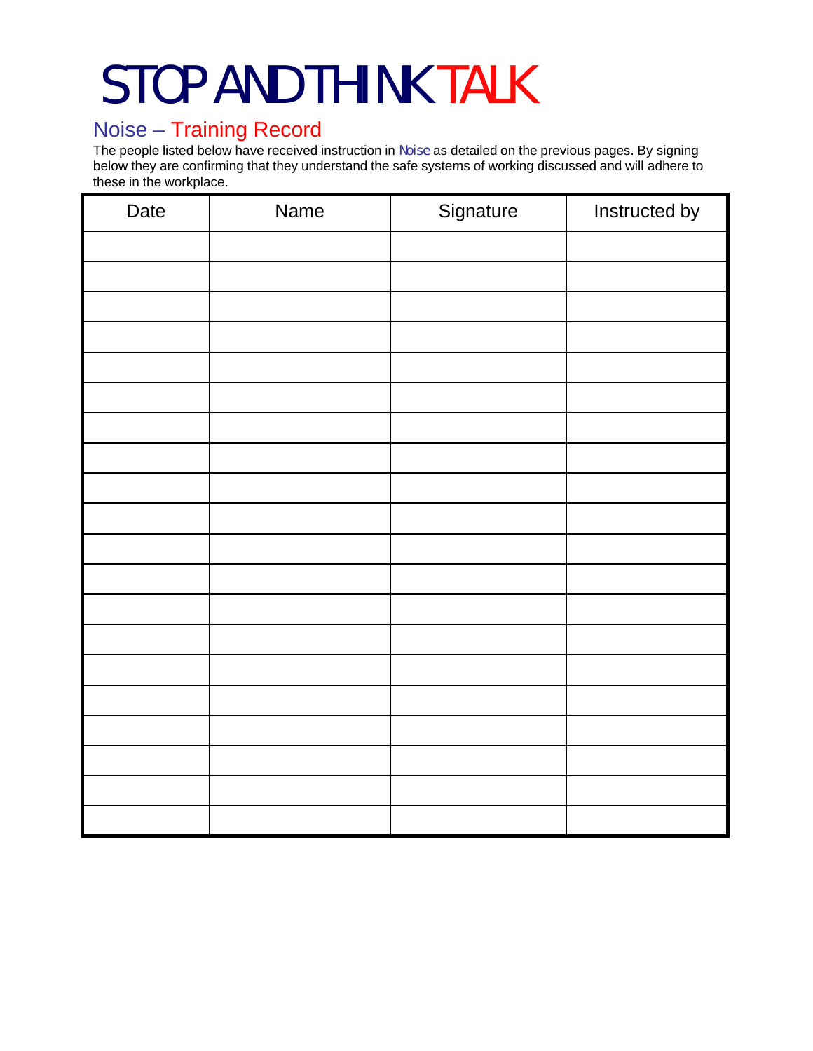# STOP AND THINK TALK

## Noise – Training Record

The people listed below have received instruction in Noise as detailed on the previous pages. By signing below they are confirming that they understand the safe systems of working discussed and will adhere to these in the workplace.

| Date | Name | Signature | Instructed by |
|---|---|---|---|
| | | | |
| | | | |
| | | | |
| | | | |
| | | | |
| | | | |
| | | | |
| | | | |
| | | | |
| | | | |
| | | | |
| | | | |
| | | | |
| | | | |
| | | | |
| | | | |
| | | | |
| | | | |
| | | | |
| | | | |